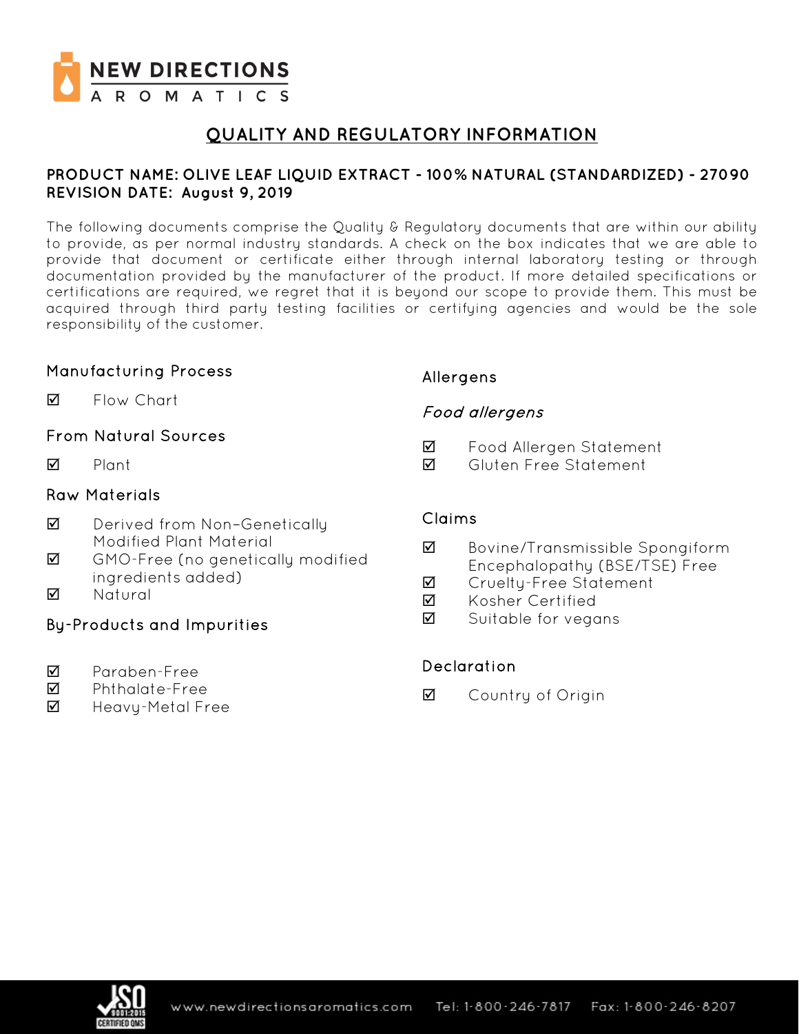NEW DIRECTIONS AROMATICS

# QUALITY AND REGULATORY INFORMATION

**PRODUCT NAME: OLIVE LEAF LIQUID EXTRACT - 100% NATURAL (STANDARDIZED) - 27090**
**REVISION DATE: August 9, 2019**

The following documents comprise the Quality & Regulatory documents that are within our ability to provide, as per normal industry standards. A check on the box indicates that we are able to provide that document or certificate either through internal laboratory testing or through documentation provided by the manufacturer of the product. If more detailed specifications or certifications are required, we regret that it is beyond our scope to provide them. This must be acquired through third party testing facilities or certifying agencies and would be the sole responsibility of the customer.

## Manufacturing Process

- ☑ Flow Chart

## From Natural Sources

- ☑ Plant

## Raw Materials

- ☑ Derived from Non-Genetically Modified Plant Material
- ☑ GMO-Free (no genetically modified ingredients added)
- ☑ Natural

## By-Products and Impurities

- ☑ Paraben-Free
- ☑ Phthalate-Free
- ☑ Heavy-Metal Free

## Allergens

### *Food allergens*

- ☑ Food Allergen Statement
- ☑ Gluten Free Statement

## Claims

- ☑ Bovine/Transmissible Spongiform Encephalopathy (BSE/TSE) Free
- ☑ Cruelty-Free Statement
- ☑ Kosher Certified
- ☑ Suitable for vegans

## Declaration

- ☑ Country of Origin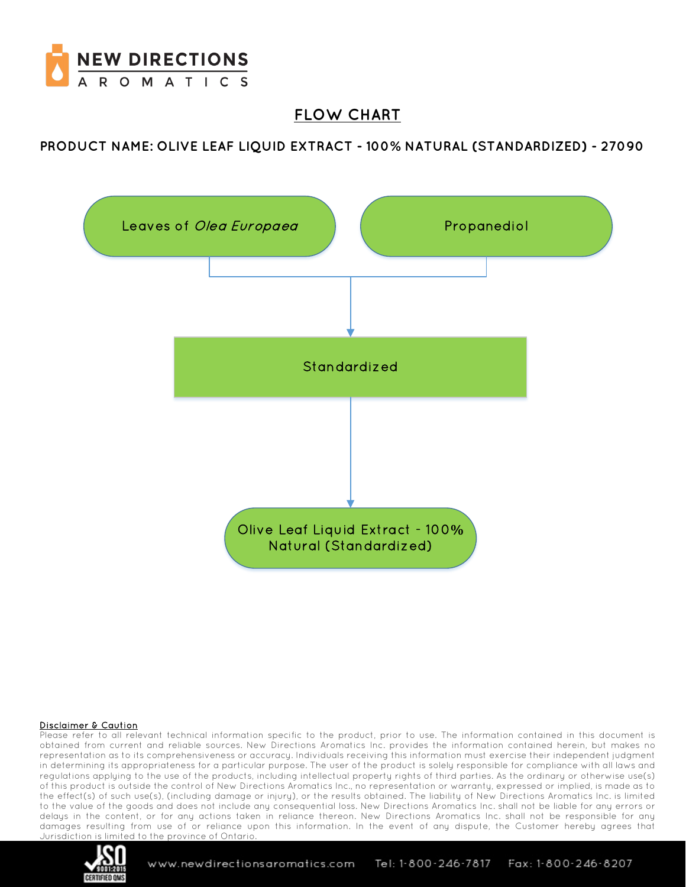# FLOW CHART

## PRODUCT NAME: OLIVE LEAF LIQUID EXTRACT - 100% NATURAL (STANDARDIZED) - 27090

Leaves of *Olea Europaea*

Propanediol

Standardized

Olive Leaf Liquid Extract - 100% Natural (Standardized)

**Disclaimer & Caution**

Please refer to all relevant technical information specific to the product, prior to use. The information contained in this document is obtained from current and reliable sources. New Directions Aromatics Inc. provides the information contained herein, but makes no representation as to its comprehensiveness or accuracy. Individuals receiving this information must exercise their independent judgment in determining its appropriateness for a particular purpose. The user of the product is solely responsible for compliance with all laws and regulations applying to the use of the products, including intellectual property rights of third parties. As the ordinary or otherwise use(s) of this product is outside the control of New Directions Aromatics Inc., no representation or warranty, expressed or implied, is made as to the effect(s) of such use(s), (including damage or injury), or the results obtained. The liability of New Directions Aromatics Inc. is limited to the value of the goods and does not include any consequential loss. New Directions Aromatics Inc. shall not be liable for any errors or delays in the content, or for any actions taken in reliance thereon. New Directions Aromatics Inc. shall not be responsible for any damages resulting from use of or reliance upon this information. In the event of any dispute, the Customer hereby agrees that Jurisdiction is limited to the province of Ontario.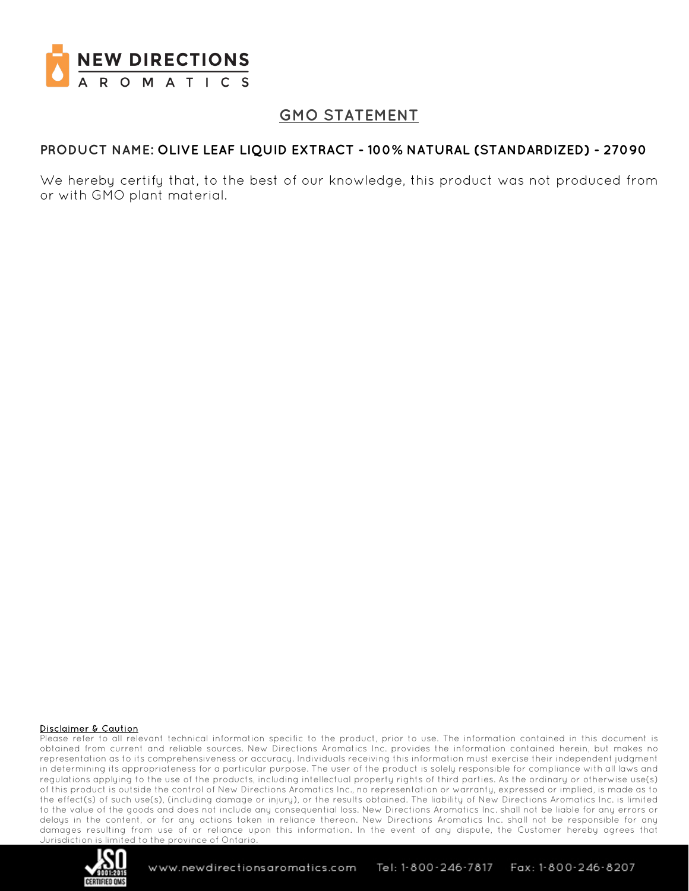# GMO STATEMENT

**PRODUCT NAME: OLIVE LEAF LIQUID EXTRACT - 100% NATURAL (STANDARDIZED) - 27090**

We hereby certify that, to the best of our knowledge, this product was not produced from or with GMO plant material.

**Disclaimer & Caution**

Please refer to all relevant technical information specific to the product, prior to use. The information contained in this document is obtained from current and reliable sources. New Directions Aromatics Inc. provides the information contained herein, but makes no representation as to its comprehensiveness or accuracy. Individuals receiving this information must exercise their independent judgment in determining its appropriateness for a particular purpose. The user of the product is solely responsible for compliance with all laws and regulations applying to the use of the products, including intellectual property rights of third parties. As the ordinary or otherwise use(s) of this product is outside the control of New Directions Aromatics Inc., no representation or warranty, expressed or implied, is made as to the effect(s) of such use(s), (including damage or injury), or the results obtained. The liability of New Directions Aromatics Inc. is limited to the value of the goods and does not include any consequential loss. New Directions Aromatics Inc. shall not be liable for any errors or delays in the content, or for any actions taken in reliance thereon. New Directions Aromatics Inc. shall not be responsible for any damages resulting from use of or reliance upon this information. In the event of any dispute, the Customer hereby agrees that Jurisdiction is limited to the province of Ontario.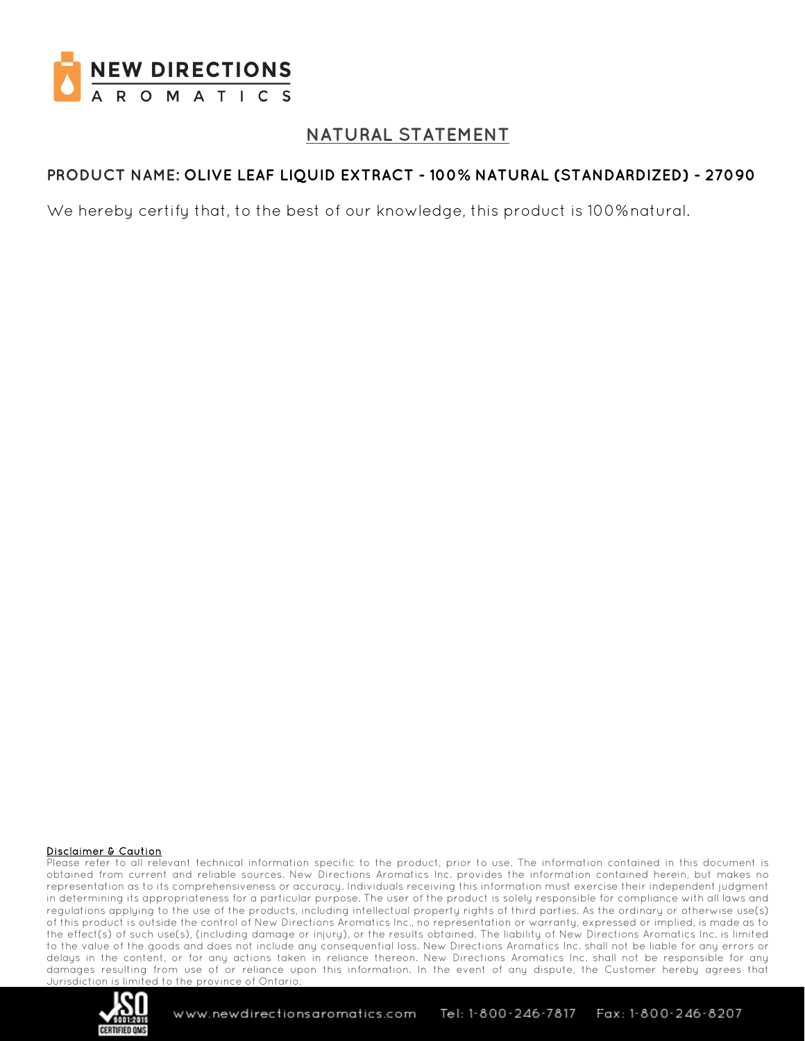## NATURAL STATEMENT

**PRODUCT NAME: OLIVE LEAF LIQUID EXTRACT - 100% NATURAL (STANDARDIZED) - 27090**

We hereby certify that, to the best of our knowledge, this product is 100% natural.

**Disclaimer & Caution**

Please refer to all relevant technical information specific to the product, prior to use. The information contained in this document is obtained from current and reliable sources. New Directions Aromatics Inc. provides the information contained herein, but makes no representation as to its comprehensiveness or accuracy. Individuals receiving this information must exercise their independent judgment in determining its appropriateness for a particular purpose. The user of the product is solely responsible for compliance with all laws and regulations applying to the use of the products, including intellectual property rights of third parties. As the ordinary or otherwise use(s) of this product is outside the control of New Directions Aromatics Inc., no representation or warranty, expressed or implied, is made as to the effect(s) of such use(s), (including damage or injury), or the results obtained. The liability of New Directions Aromatics Inc. is limited to the value of the goods and does not include any consequential loss. New Directions Aromatics Inc. shall not be liable for any errors or delays in the content, or for any actions taken in reliance thereon. New Directions Aromatics Inc. shall not be responsible for any damages resulting from use of or reliance upon this information. In the event of any dispute, the Customer hereby agrees that Jurisdiction is limited to the province of Ontario.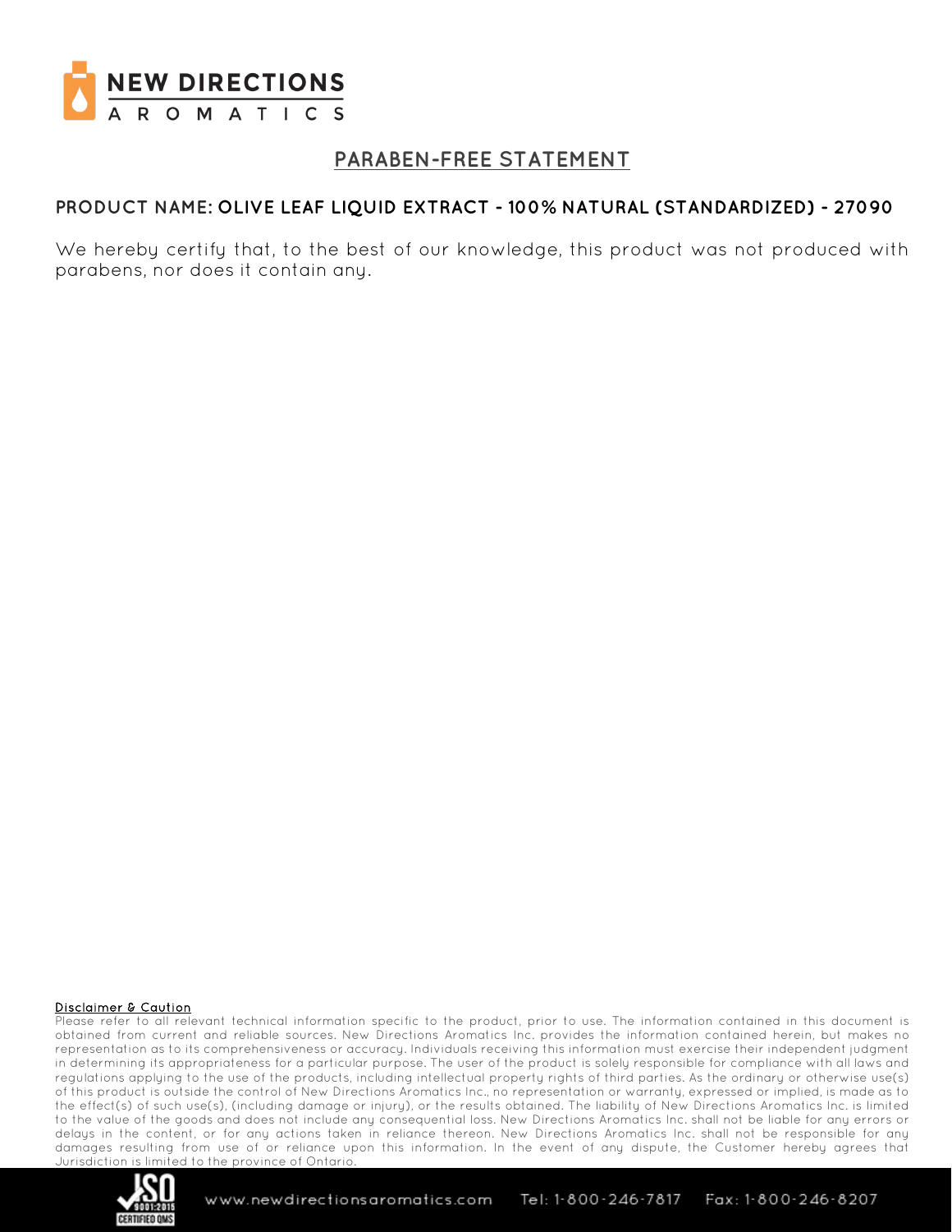# PARABEN-FREE STATEMENT

**PRODUCT NAME: OLIVE LEAF LIQUID EXTRACT - 100% NATURAL (STANDARDIZED) - 27090**

We hereby certify that, to the best of our knowledge, this product was not produced with parabens, nor does it contain any.

**Disclaimer & Caution**

Please refer to all relevant technical information specific to the product, prior to use. The information contained in this document is obtained from current and reliable sources. New Directions Aromatics Inc. provides the information contained herein, but makes no representation as to its comprehensiveness or accuracy. Individuals receiving this information must exercise their independent judgment in determining its appropriateness for a particular purpose. The user of the product is solely responsible for compliance with all laws and regulations applying to the use of the products, including intellectual property rights of third parties. As the ordinary or otherwise use(s) of this product is outside the control of New Directions Aromatics Inc., no representation or warranty, expressed or implied, is made as to the effect(s) of such use(s), (including damage or injury), or the results obtained. The liability of New Directions Aromatics Inc. is limited to the value of the goods and does not include any consequential loss. New Directions Aromatics Inc. shall not be liable for any errors or delays in the content, or for any actions taken in reliance thereon. New Directions Aromatics Inc. shall not be responsible for any damages resulting from use of or reliance upon this information. In the event of any dispute, the Customer hereby agrees that Jurisdiction is limited to the province of Ontario.

www.newdirectionsaromatics.com Tel: 1-800-246-7817 Fax: 1-800-246-8207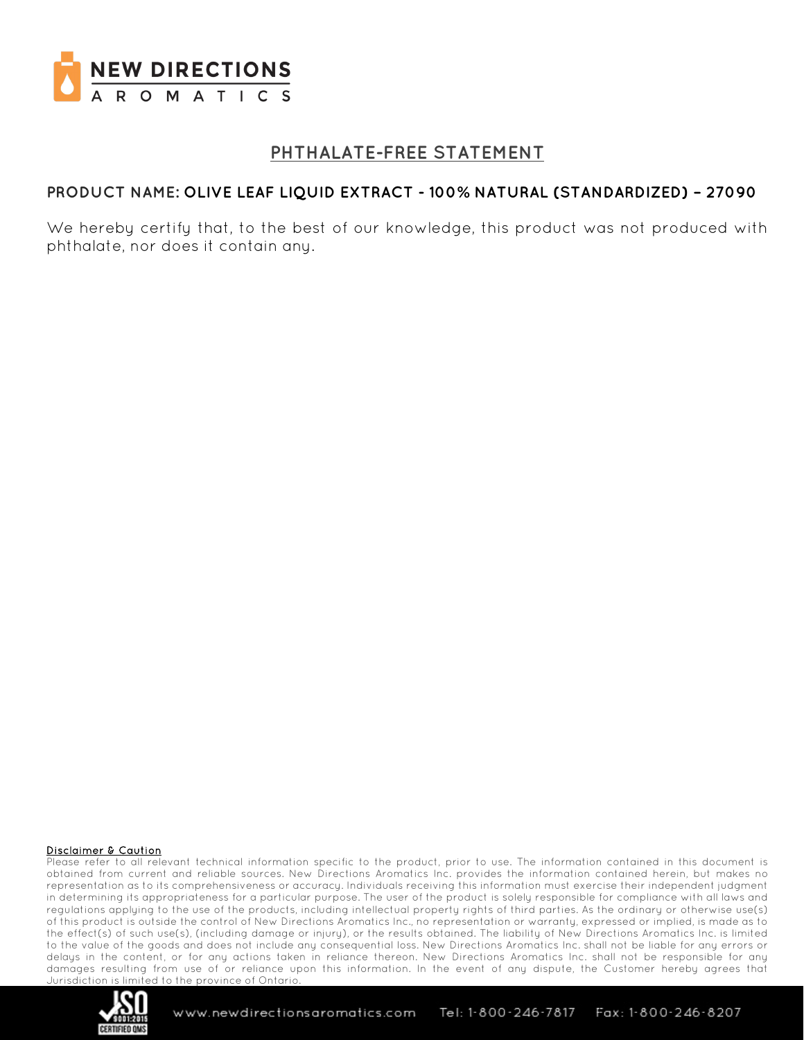# PHTHALATE-FREE STATEMENT

**PRODUCT NAME: OLIVE LEAF LIQUID EXTRACT - 100% NATURAL (STANDARDIZED) – 27090**

We hereby certify that, to the best of our knowledge, this product was not produced with phthalate, nor does it contain any.

**Disclaimer & Caution**

Please refer to all relevant technical information specific to the product, prior to use. The information contained in this document is obtained from current and reliable sources. New Directions Aromatics Inc. provides the information contained herein, but makes no representation as to its comprehensiveness or accuracy. Individuals receiving this information must exercise their independent judgment in determining its appropriateness for a particular purpose. The user of the product is solely responsible for compliance with all laws and regulations applying to the use of the products, including intellectual property rights of third parties. As the ordinary or otherwise use(s) of this product is outside the control of New Directions Aromatics Inc., no representation or warranty, expressed or implied, is made as to the effect(s) of such use(s), (including damage or injury), or the results obtained. The liability of New Directions Aromatics Inc. is limited to the value of the goods and does not include any consequential loss. New Directions Aromatics Inc. shall not be liable for any errors or delays in the content, or for any actions taken in reliance thereon. New Directions Aromatics Inc. shall not be responsible for any damages resulting from use of or reliance upon this information. In the event of any dispute, the Customer hereby agrees that Jurisdiction is limited to the province of Ontario.

www.newdirectionsaromatics.com Tel: 1-800-246-7817 Fax: 1-800-246-8207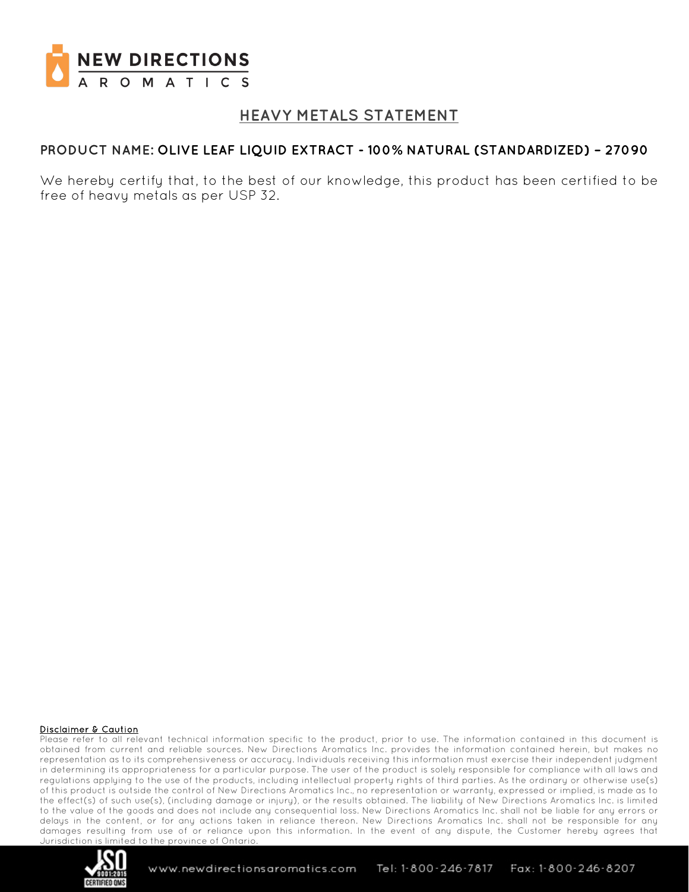# HEAVY METALS STATEMENT

**PRODUCT NAME: OLIVE LEAF LIQUID EXTRACT - 100% NATURAL (STANDARDIZED) – 27090**

We hereby certify that, to the best of our knowledge, this product has been certified to be free of heavy metals as per USP 32.

**Disclaimer & Caution**

Please refer to all relevant technical information specific to the product, prior to use. The information contained in this document is obtained from current and reliable sources. New Directions Aromatics Inc. provides the information contained herein, but makes no representation as to its comprehensiveness or accuracy. Individuals receiving this information must exercise their independent judgment in determining its appropriateness for a particular purpose. The user of the product is solely responsible for compliance with all laws and regulations applying to the use of the products, including intellectual property rights of third parties. As the ordinary or otherwise use(s) of this product is outside the control of New Directions Aromatics Inc., no representation or warranty, expressed or implied, is made as to the effect(s) of such use(s), (including damage or injury), or the results obtained. The liability of New Directions Aromatics Inc. is limited to the value of the goods and does not include any consequential loss. New Directions Aromatics Inc. shall not be liable for any errors or delays in the content, or for any actions taken in reliance thereon. New Directions Aromatics Inc. shall not be responsible for any damages resulting from use of or reliance upon this information. In the event of any dispute, the Customer hereby agrees that Jurisdiction is limited to the province of Ontario.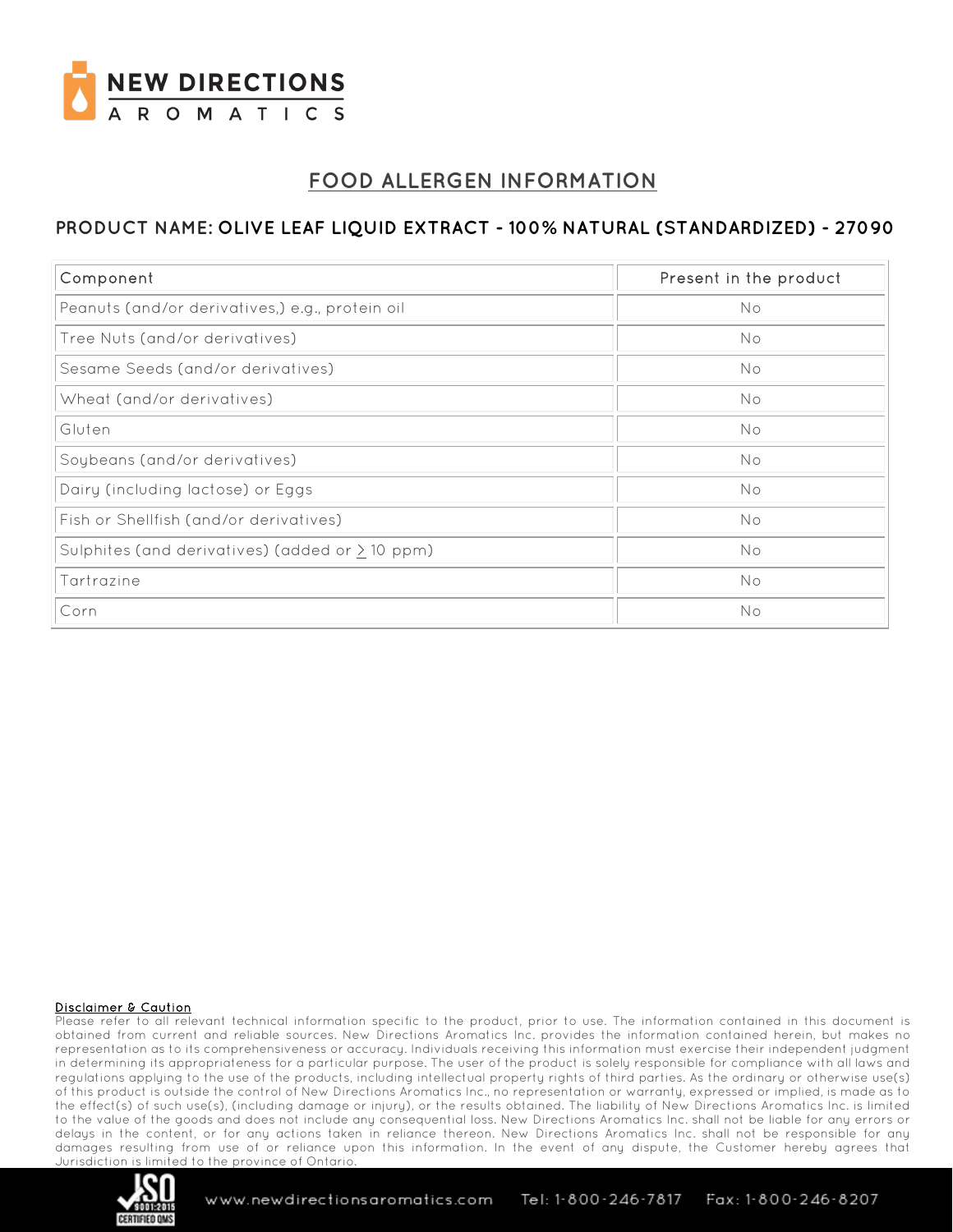# FOOD ALLERGEN INFORMATION

## PRODUCT NAME: OLIVE LEAF LIQUID EXTRACT - 100% NATURAL (STANDARDIZED) - 27090

| Component | Present in the product |
|---|---|
| Peanuts (and/or derivatives,) e.g., protein oil | No |
| Tree Nuts (and/or derivatives) | No |
| Sesame Seeds (and/or derivatives) | No |
| Wheat (and/or derivatives) | No |
| Gluten | No |
| Soybeans (and/or derivatives) | No |
| Dairy (including lactose) or Eggs | No |
| Fish or Shellfish (and/or derivatives) | No |
| Sulphites (and derivatives) (added or $\geq$ 10 ppm) | No |
| Tartrazine | No |
| Corn | No |

**Disclaimer & Caution**

Please refer to all relevant technical information specific to the product, prior to use. The information contained in this document is obtained from current and reliable sources. New Directions Aromatics Inc. provides the information contained herein, but makes no representation as to its comprehensiveness or accuracy. Individuals receiving this information must exercise their independent judgment in determining its appropriateness for a particular purpose. The user of the product is solely responsible for compliance with all laws and regulations applying to the use of the products, including intellectual property rights of third parties. As the ordinary or otherwise use(s) of this product is outside the control of New Directions Aromatics Inc., no representation or warranty, expressed or implied, is made as to the effect(s) of such use(s), (including damage or injury), or the results obtained. The liability of New Directions Aromatics Inc. is limited to the value of the goods and does not include any consequential loss. New Directions Aromatics Inc. shall not be liable for any errors or delays in the content, or for any actions taken in reliance thereon. New Directions Aromatics Inc. shall not be responsible for any damages resulting from use of or reliance upon this information. In the event of any dispute, the Customer hereby agrees that Jurisdiction is limited to the province of Ontario.

www.newdirectionsaromatics.com Tel: 1-800-246-7817 Fax: 1-800-246-8207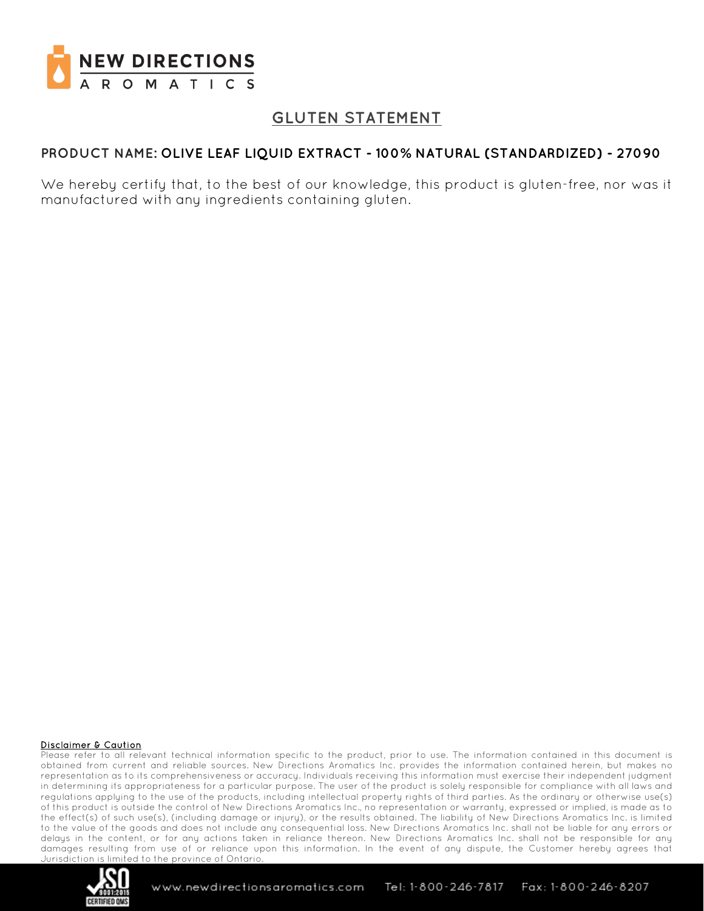# GLUTEN STATEMENT

**PRODUCT NAME: OLIVE LEAF LIQUID EXTRACT - 100% NATURAL (STANDARDIZED) - 27090**

We hereby certify that, to the best of our knowledge, this product is gluten-free, nor was it manufactured with any ingredients containing gluten.

**Disclaimer & Caution**

Please refer to all relevant technical information specific to the product, prior to use. The information contained in this document is obtained from current and reliable sources. New Directions Aromatics Inc. provides the information contained herein, but makes no representation as to its comprehensiveness or accuracy. Individuals receiving this information must exercise their independent judgment in determining its appropriateness for a particular purpose. The user of the product is solely responsible for compliance with all laws and regulations applying to the use of the products, including intellectual property rights of third parties. As the ordinary or otherwise use(s) of this product is outside the control of New Directions Aromatics Inc., no representation or warranty, expressed or implied, is made as to the effect(s) of such use(s), (including damage or injury), or the results obtained. The liability of New Directions Aromatics Inc. is limited to the value of the goods and does not include any consequential loss. New Directions Aromatics Inc. shall not be liable for any errors or delays in the content, or for any actions taken in reliance thereon. New Directions Aromatics Inc. shall not be responsible for any damages resulting from use of or reliance upon this information. In the event of any dispute, the Customer hereby agrees that Jurisdiction is limited to the province of Ontario.

www.newdirectionsaromatics.com Tel: 1-800-246-7817 Fax: 1-800-246-8207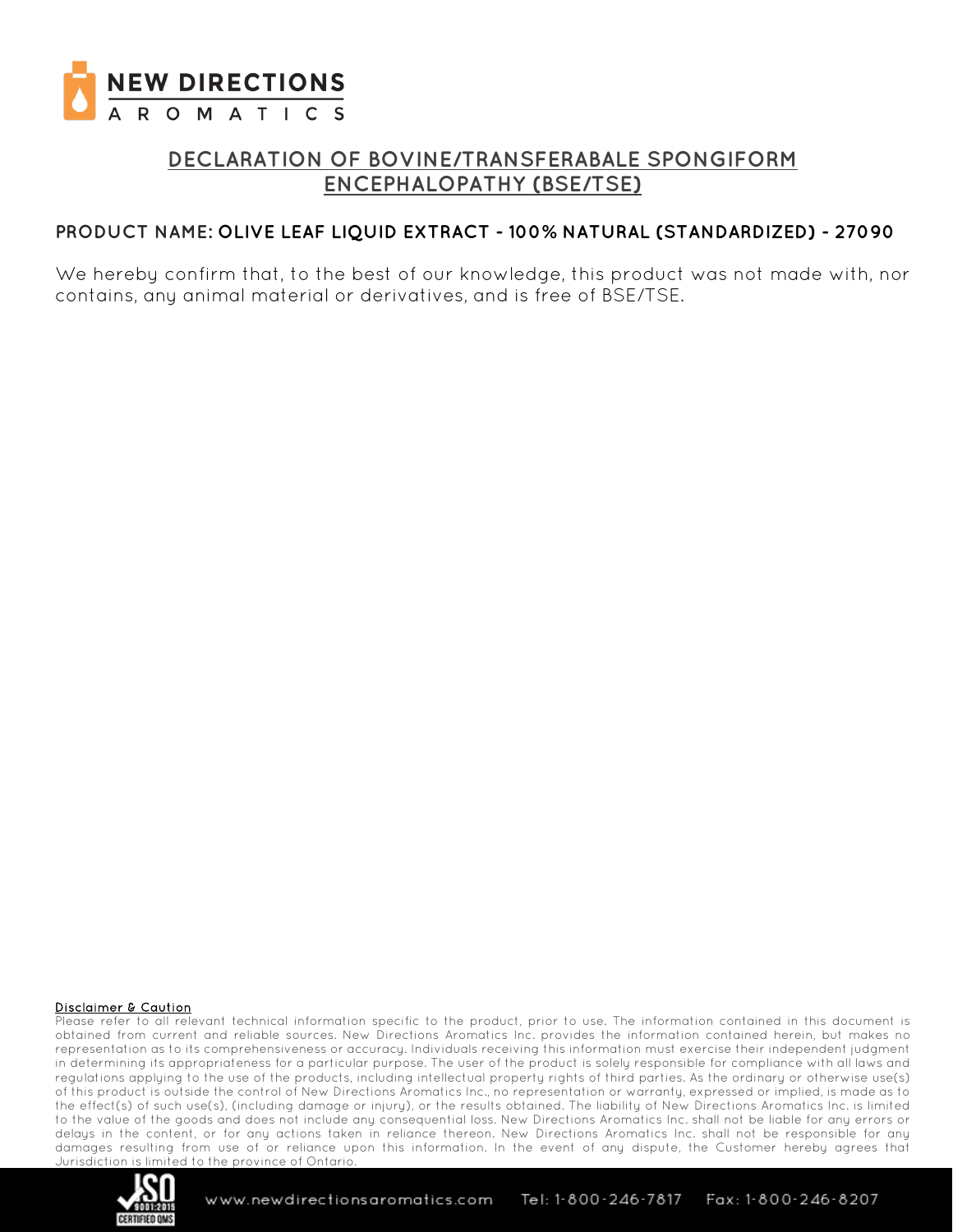# DECLARATION OF BOVINE/TRANSFERABALE SPONGIFORM ENCEPHALOPATHY (BSE/TSE)

**PRODUCT NAME: OLIVE LEAF LIQUID EXTRACT - 100% NATURAL (STANDARDIZED) - 27090**

We hereby confirm that, to the best of our knowledge, this product was not made with, nor contains, any animal material or derivatives, and is free of BSE/TSE.

**Disclaimer & Caution**

Please refer to all relevant technical information specific to the product, prior to use. The information contained in this document is obtained from current and reliable sources. New Directions Aromatics Inc. provides the information contained herein, but makes no representation as to its comprehensiveness or accuracy. Individuals receiving this information must exercise their independent judgment in determining its appropriateness for a particular purpose. The user of the product is solely responsible for compliance with all laws and regulations applying to the use of the products, including intellectual property rights of third parties. As the ordinary or otherwise use(s) of this product is outside the control of New Directions Aromatics Inc., no representation or warranty, expressed or implied, is made as to the effect(s) of such use(s), (including damage or injury), or the results obtained. The liability of New Directions Aromatics Inc. is limited to the value of the goods and does not include any consequential loss. New Directions Aromatics Inc. shall not be liable for any errors or delays in the content, or for any actions taken in reliance thereon. New Directions Aromatics Inc. shall not be responsible for any damages resulting from use of or reliance upon this information. In the event of any dispute, the Customer hereby agrees that Jurisdiction is limited to the province of Ontario.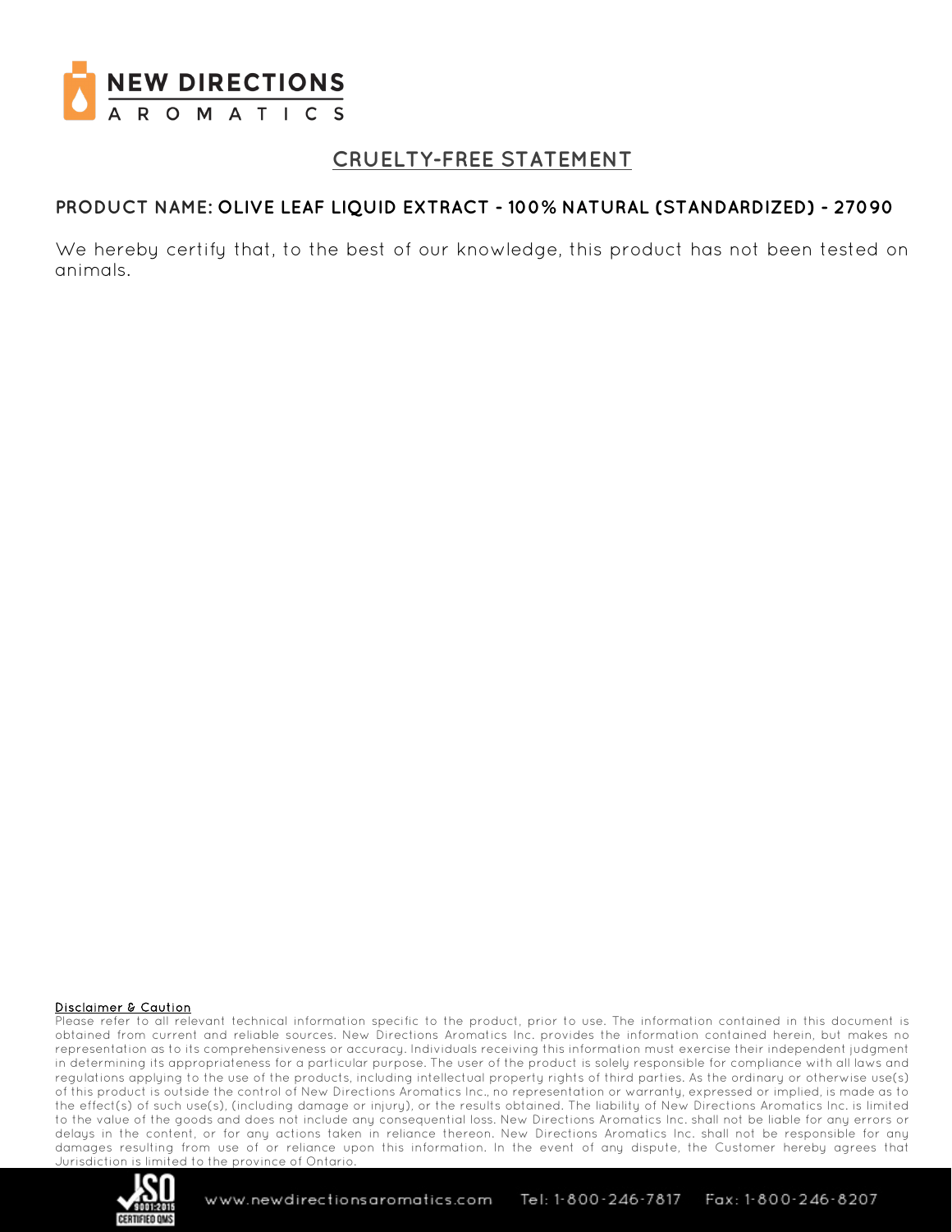NEW DIRECTIONS
AROMATICS

# CRUELTY-FREE STATEMENT

**PRODUCT NAME: OLIVE LEAF LIQUID EXTRACT - 100% NATURAL (STANDARDIZED) - 27090**

We hereby certify that, to the best of our knowledge, this product has not been tested on animals.

**Disclaimer & Caution**

Please refer to all relevant technical information specific to the product, prior to use. The information contained in this document is obtained from current and reliable sources. New Directions Aromatics Inc. provides the information contained herein, but makes no representation as to its comprehensiveness or accuracy. Individuals receiving this information must exercise their independent judgment in determining its appropriateness for a particular purpose. The user of the product is solely responsible for compliance with all laws and regulations applying to the use of the products, including intellectual property rights of third parties. As the ordinary or otherwise use(s) of this product is outside the control of New Directions Aromatics Inc., no representation or warranty, expressed or implied, is made as to the effect(s) of such use(s), (including damage or injury), or the results obtained. The liability of New Directions Aromatics Inc. is limited to the value of the goods and does not include any consequential loss. New Directions Aromatics Inc. shall not be liable for any errors or delays in the content, or for any actions taken in reliance thereon. New Directions Aromatics Inc. shall not be responsible for any damages resulting from use of or reliance upon this information. In the event of any dispute, the Customer hereby agrees that Jurisdiction is limited to the province of Ontario.

ISO 9001:2015 CERTIFIED QMS

www.newdirectionsaromatics.com Tel: 1-800-246-7817 Fax: 1-800-246-8207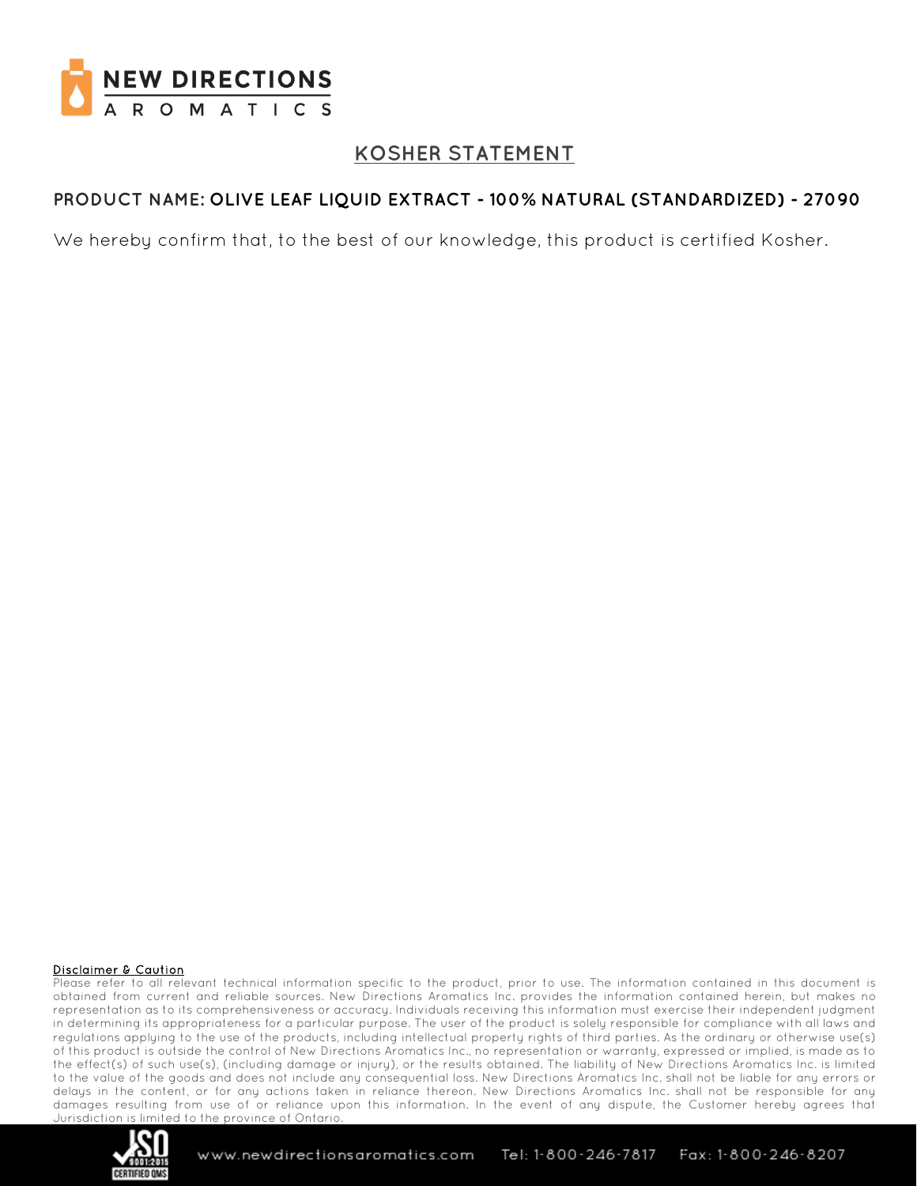# KOSHER STATEMENT

**PRODUCT NAME: OLIVE LEAF LIQUID EXTRACT - 100% NATURAL (STANDARDIZED) - 27090**

We hereby confirm that, to the best of our knowledge, this product is certified Kosher.

**Disclaimer & Caution**

Please refer to all relevant technical information specific to the product, prior to use. The information contained in this document is obtained from current and reliable sources. New Directions Aromatics Inc. provides the information contained herein, but makes no representation as to its comprehensiveness or accuracy. Individuals receiving this information must exercise their independent judgment in determining its appropriateness for a particular purpose. The user of the product is solely responsible for compliance with all laws and regulations applying to the use of the products, including intellectual property rights of third parties. As the ordinary or otherwise use(s) of this product is outside the control of New Directions Aromatics Inc., no representation or warranty, expressed or implied, is made as to the effect(s) of such use(s), (including damage or injury), or the results obtained. The liability of New Directions Aromatics Inc. is limited to the value of the goods and does not include any consequential loss. New Directions Aromatics Inc. shall not be liable for any errors or delays in the content, or for any actions taken in reliance thereon. New Directions Aromatics Inc. shall not be responsible for any damages resulting from use of or reliance upon this information. In the event of any dispute, the Customer hereby agrees that Jurisdiction is limited to the province of Ontario.

www.newdirectionsaromatics.com Tel: 1-800-246-7817 Fax: 1-800-246-8207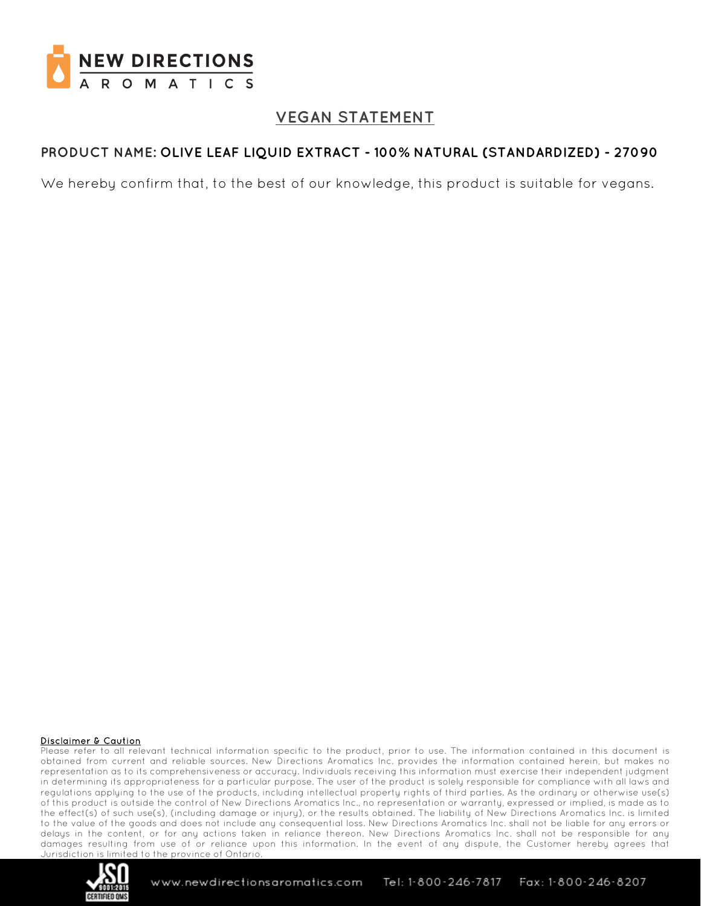# VEGAN STATEMENT

**PRODUCT NAME: OLIVE LEAF LIQUID EXTRACT - 100% NATURAL (STANDARDIZED) - 27090**

We hereby confirm that, to the best of our knowledge, this product is suitable for vegans.

**Disclaimer & Caution**

Please refer to all relevant technical information specific to the product, prior to use. The information contained in this document is obtained from current and reliable sources. New Directions Aromatics Inc. provides the information contained herein, but makes no representation as to its comprehensiveness or accuracy. Individuals receiving this information must exercise their independent judgment in determining its appropriateness for a particular purpose. The user of the product is solely responsible for compliance with all laws and regulations applying to the use of the products, including intellectual property rights of third parties. As the ordinary or otherwise use(s) of this product is outside the control of New Directions Aromatics Inc., no representation or warranty, expressed or implied, is made as to the effect(s) of such use(s), (including damage or injury), or the results obtained. The liability of New Directions Aromatics Inc. is limited to the value of the goods and does not include any consequential loss. New Directions Aromatics Inc. shall not be liable for any errors or delays in the content, or for any actions taken in reliance thereon. New Directions Aromatics Inc. shall not be responsible for any damages resulting from use of or reliance upon this information. In the event of any dispute, the Customer hereby agrees that Jurisdiction is limited to the province of Ontario.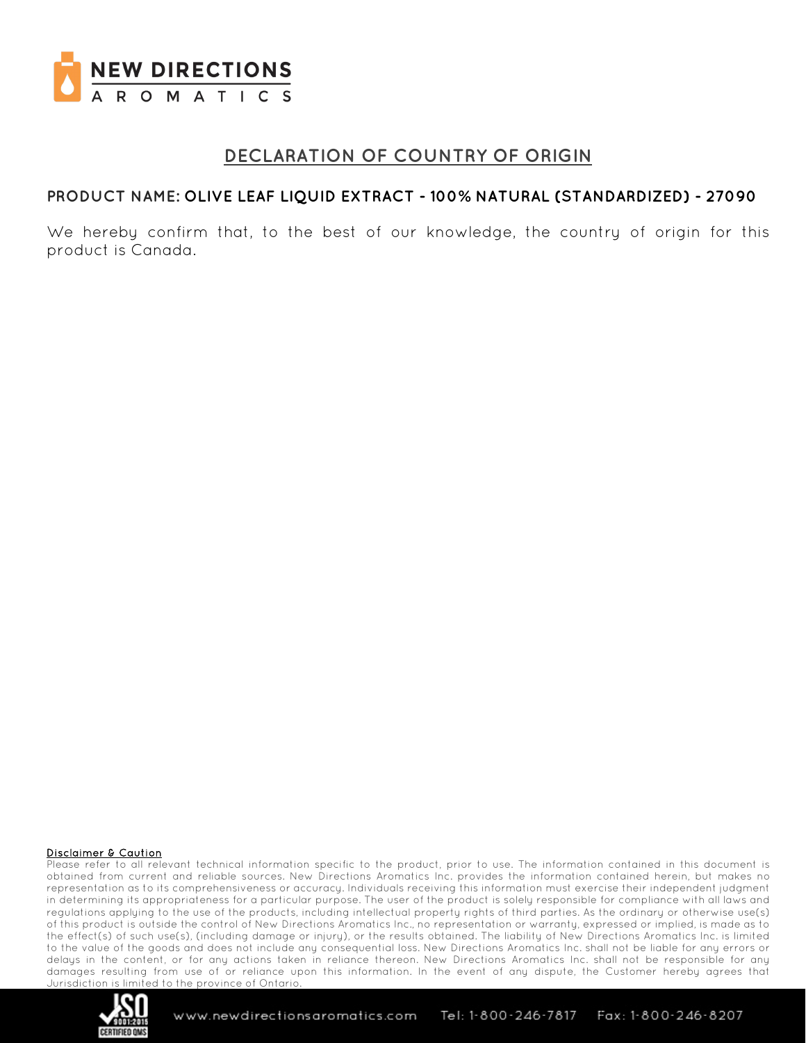# DECLARATION OF COUNTRY OF ORIGIN

**PRODUCT NAME: OLIVE LEAF LIQUID EXTRACT - 100% NATURAL (STANDARDIZED) - 27090**

We hereby confirm that, to the best of our knowledge, the country of origin for this product is Canada.

**Disclaimer & Caution**

Please refer to all relevant technical information specific to the product, prior to use. The information contained in this document is obtained from current and reliable sources. New Directions Aromatics Inc. provides the information contained herein, but makes no representation as to its comprehensiveness or accuracy. Individuals receiving this information must exercise their independent judgment in determining its appropriateness for a particular purpose. The user of the product is solely responsible for compliance with all laws and regulations applying to the use of the products, including intellectual property rights of third parties. As the ordinary or otherwise use(s) of this product is outside the control of New Directions Aromatics Inc., no representation or warranty, expressed or implied, is made as to the effect(s) of such use(s), (including damage or injury), or the results obtained. The liability of New Directions Aromatics Inc. is limited to the value of the goods and does not include any consequential loss. New Directions Aromatics Inc. shall not be liable for any errors or delays in the content, or for any actions taken in reliance thereon. New Directions Aromatics Inc. shall not be responsible for any damages resulting from use of or reliance upon this information. In the event of any dispute, the Customer hereby agrees that Jurisdiction is limited to the province of Ontario.